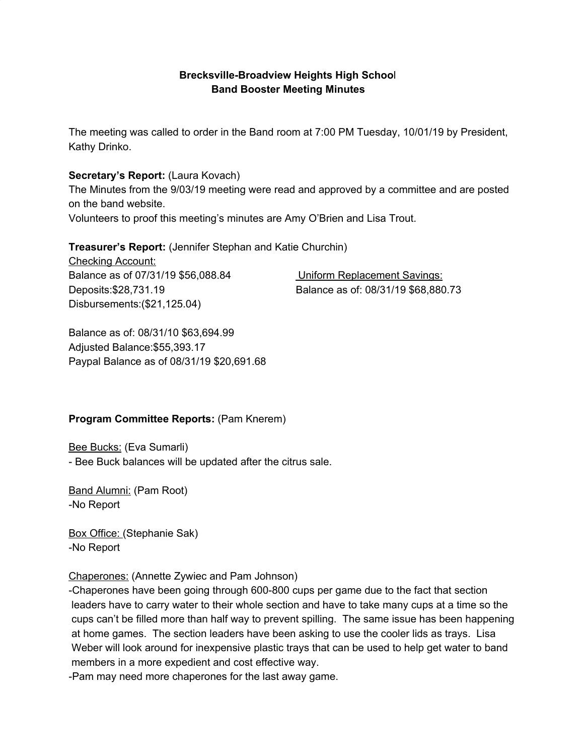**Brecksville-Broadview Heights High School**
**Band Booster Meeting Minutes**

The meeting was called to order in the Band room at 7:00 PM Tuesday, 10/01/19 by President, Kathy Drinko.

**Secretary's Report:** (Laura Kovach)
The Minutes from the 9/03/19 meeting were read and approved by a committee and are posted on the band website.
Volunteers to proof this meeting's minutes are Amy O'Brien and Lisa Trout.

**Treasurer's Report:** (Jennifer Stephan and Katie Churchin)

Checking Account:
Balance as of 07/31/19 $56,088.84
Deposits:$28,731.19
Disbursements:($21,125.04)

Balance as of: 08/31/10 $63,694.99
Adjusted Balance:$55,393.17
Paypal Balance as of 08/31/19 $20,691.68

Uniform Replacement Savings:
Balance as of: 08/31/19 $68,880.73

**Program Committee Reports:** (Pam Knerem)

Bee Bucks: (Eva Sumarli)
- Bee Buck balances will be updated after the citrus sale.

Band Alumni: (Pam Root)
-No Report

Box Office: (Stephanie Sak)
-No Report

Chaperones: (Annette Zywiec and Pam Johnson)
-Chaperones have been going through 600-800 cups per game due to the fact that section leaders have to carry water to their whole section and have to take many cups at a time so the cups can't be filled more than half way to prevent spilling. The same issue has been happening at home games. The section leaders have been asking to use the cooler lids as trays. Lisa Weber will look around for inexpensive plastic trays that can be used to help get water to band members in a more expedient and cost effective way.
-Pam may need more chaperones for the last away game.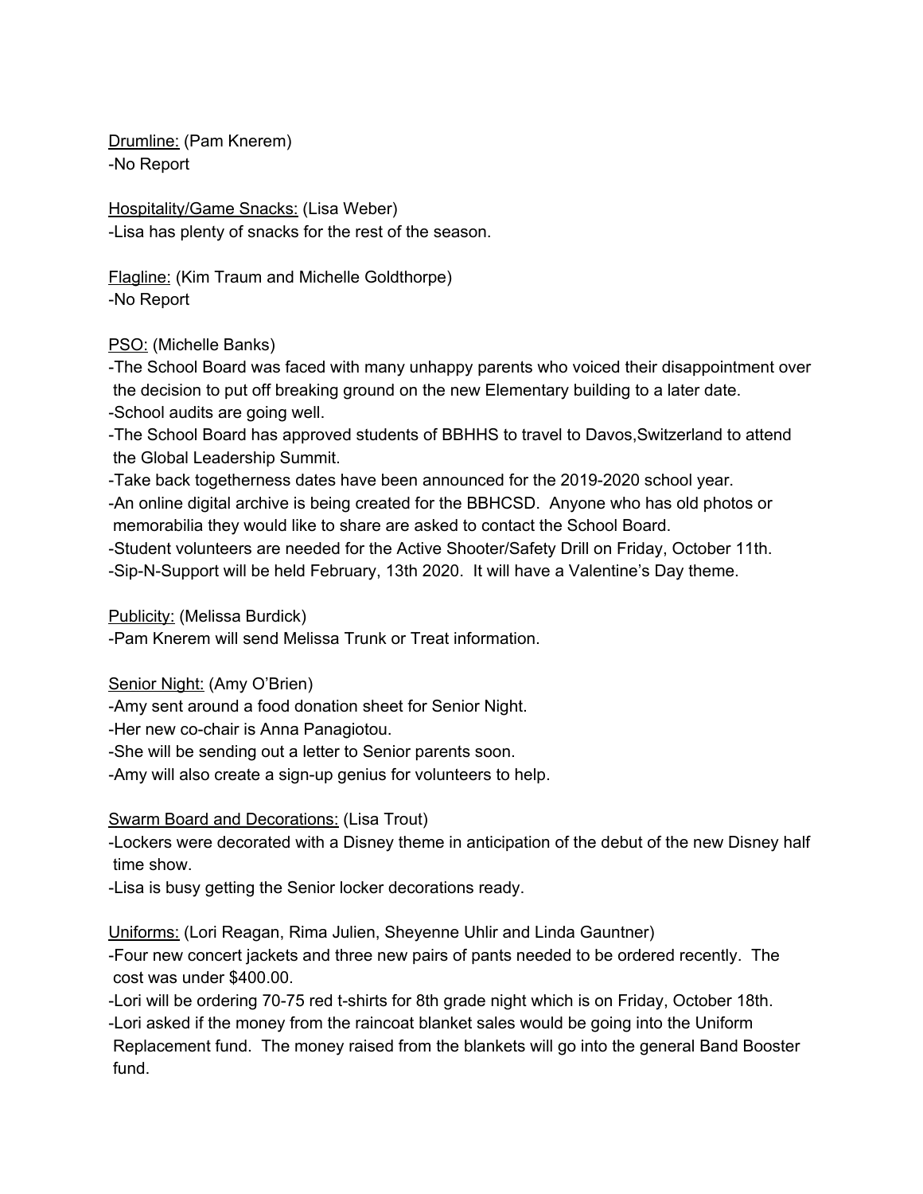Drumline: (Pam Knerem)
-No Report

Hospitality/Game Snacks: (Lisa Weber)
-Lisa has plenty of snacks for the rest of the season.

Flagline: (Kim Traum and Michelle Goldthorpe)
-No Report

PSO: (Michelle Banks)
-The School Board was faced with many unhappy parents who voiced their disappointment over the decision to put off breaking ground on the new Elementary building to a later date.
-School audits are going well.
-The School Board has approved students of BBHHS to travel to Davos,Switzerland to attend the Global Leadership Summit.
-Take back togetherness dates have been announced for the 2019-2020 school year.
-An online digital archive is being created for the BBHCSD. Anyone who has old photos or memorabilia they would like to share are asked to contact the School Board.
-Student volunteers are needed for the Active Shooter/Safety Drill on Friday, October 11th.
-Sip-N-Support will be held February, 13th 2020. It will have a Valentine's Day theme.

Publicity: (Melissa Burdick)
-Pam Knerem will send Melissa Trunk or Treat information.

Senior Night: (Amy O'Brien)
-Amy sent around a food donation sheet for Senior Night.
-Her new co-chair is Anna Panagiotou.
-She will be sending out a letter to Senior parents soon.
-Amy will also create a sign-up genius for volunteers to help.

Swarm Board and Decorations: (Lisa Trout)
-Lockers were decorated with a Disney theme in anticipation of the debut of the new Disney half time show.
-Lisa is busy getting the Senior locker decorations ready.

Uniforms: (Lori Reagan, Rima Julien, Sheyenne Uhlir and Linda Gauntner)
-Four new concert jackets and three new pairs of pants needed to be ordered recently. The cost was under $400.00.
-Lori will be ordering 70-75 red t-shirts for 8th grade night which is on Friday, October 18th.
-Lori asked if the money from the raincoat blanket sales would be going into the Uniform Replacement fund. The money raised from the blankets will go into the general Band Booster fund.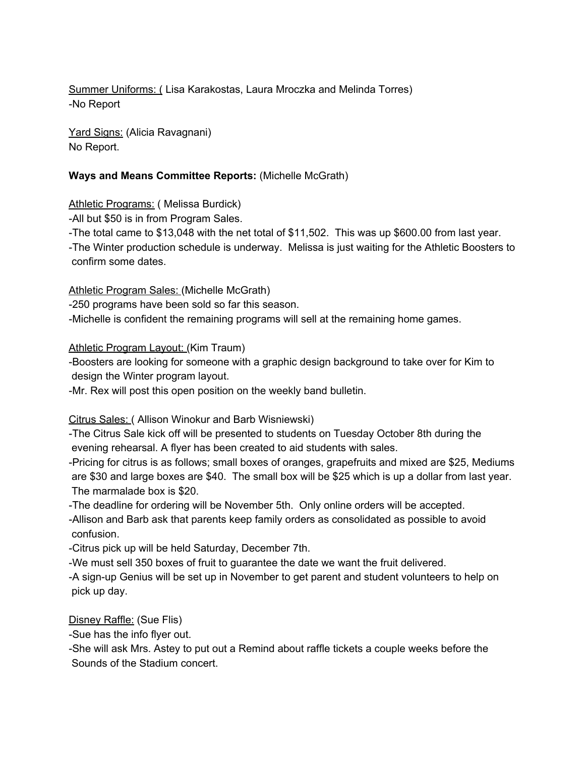Summer Uniforms: ( Lisa Karakostas, Laura Mroczka and Melinda Torres)
-No Report

Yard Signs: (Alicia Ravagnani)
No Report.

**Ways and Means Committee Reports:** (Michelle McGrath)

Athletic Programs: ( Melissa Burdick)
-All but $50 is in from Program Sales.
-The total came to $13,048 with the net total of $11,502. This was up $600.00 from last year.
-The Winter production schedule is underway. Melissa is just waiting for the Athletic Boosters to confirm some dates.

Athletic Program Sales: (Michelle McGrath)
-250 programs have been sold so far this season.
-Michelle is confident the remaining programs will sell at the remaining home games.

Athletic Program Layout: (Kim Traum)
-Boosters are looking for someone with a graphic design background to take over for Kim to design the Winter program layout.
-Mr. Rex will post this open position on the weekly band bulletin.

Citrus Sales: ( Allison Winokur and Barb Wisniewski)
-The Citrus Sale kick off will be presented to students on Tuesday October 8th during the evening rehearsal. A flyer has been created to aid students with sales.
-Pricing for citrus is as follows; small boxes of oranges, grapefruits and mixed are $25, Mediums are $30 and large boxes are $40. The small box will be $25 which is up a dollar from last year. The marmalade box is $20.
-The deadline for ordering will be November 5th. Only online orders will be accepted.
-Allison and Barb ask that parents keep family orders as consolidated as possible to avoid confusion.
-Citrus pick up will be held Saturday, December 7th.
-We must sell 350 boxes of fruit to guarantee the date we want the fruit delivered.
-A sign-up Genius will be set up in November to get parent and student volunteers to help on pick up day.

Disney Raffle: (Sue Flis)
-Sue has the info flyer out.
-She will ask Mrs. Astey to put out a Remind about raffle tickets a couple weeks before the Sounds of the Stadium concert.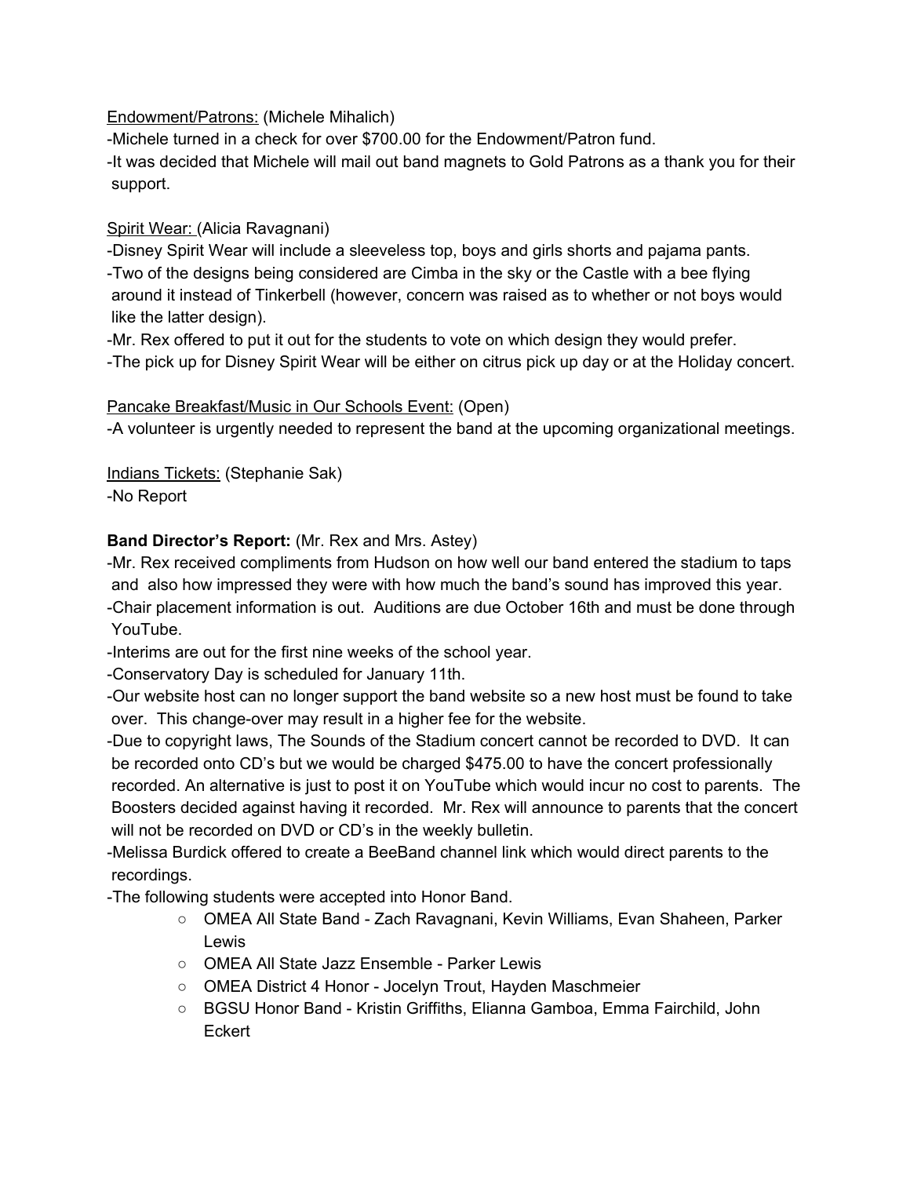<u>Endowment/Patrons:</u> (Michele Mihalich)

-Michele turned in a check for over $700.00 for the Endowment/Patron fund.

-It was decided that Michele will mail out band magnets to Gold Patrons as a thank you for their support.

<u>Spirit Wear:</u> (Alicia Ravagnani)

-Disney Spirit Wear will include a sleeveless top, boys and girls shorts and pajama pants.

-Two of the designs being considered are Cimba in the sky or the Castle with a bee flying around it instead of Tinkerbell (however, concern was raised as to whether or not boys would like the latter design).

-Mr. Rex offered to put it out for the students to vote on which design they would prefer.

-The pick up for Disney Spirit Wear will be either on citrus pick up day or at the Holiday concert.

<u>Pancake Breakfast/Music in Our Schools Event:</u> (Open)

-A volunteer is urgently needed to represent the band at the upcoming organizational meetings.

<u>Indians Tickets:</u> (Stephanie Sak)

-No Report

**Band Director's Report:** (Mr. Rex and Mrs. Astey)

-Mr. Rex received compliments from Hudson on how well our band entered the stadium to taps and also how impressed they were with how much the band's sound has improved this year.

-Chair placement information is out. Auditions are due October 16th and must be done through YouTube.

-Interims are out for the first nine weeks of the school year.

-Conservatory Day is scheduled for January 11th.

-Our website host can no longer support the band website so a new host must be found to take over. This change-over may result in a higher fee for the website.

-Due to copyright laws, The Sounds of the Stadium concert cannot be recorded to DVD. It can be recorded onto CD's but we would be charged $475.00 to have the concert professionally recorded. An alternative is just to post it on YouTube which would incur no cost to parents. The Boosters decided against having it recorded. Mr. Rex will announce to parents that the concert will not be recorded on DVD or CD's in the weekly bulletin.

-Melissa Burdick offered to create a BeeBand channel link which would direct parents to the recordings.

-The following students were accepted into Honor Band.

- OMEA All State Band - Zach Ravagnani, Kevin Williams, Evan Shaheen, Parker Lewis
- OMEA All State Jazz Ensemble - Parker Lewis
- OMEA District 4 Honor - Jocelyn Trout, Hayden Maschmeier
- BGSU Honor Band - Kristin Griffiths, Elianna Gamboa, Emma Fairchild, John Eckert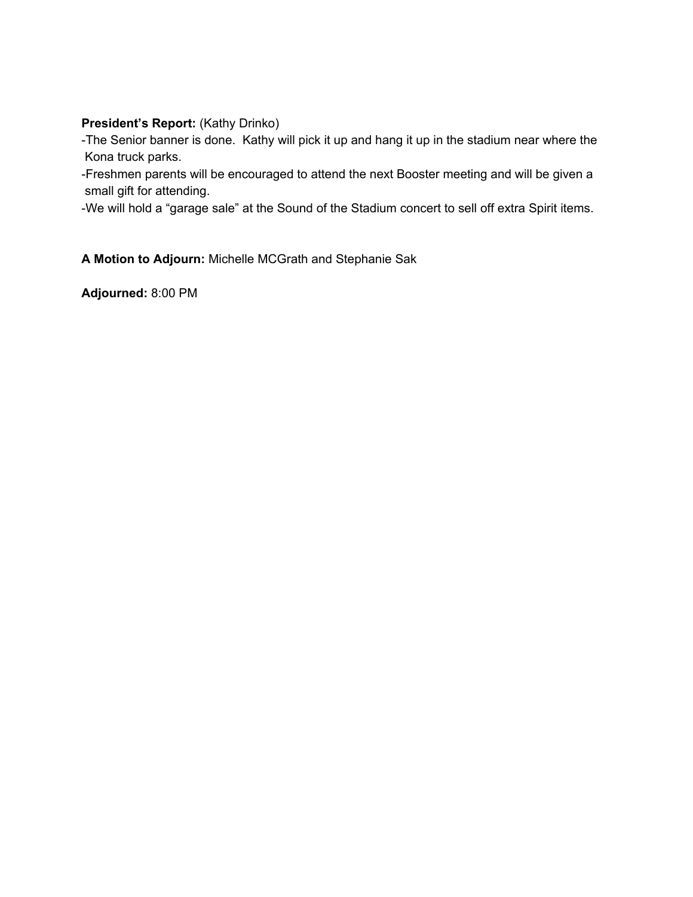**President's Report:** (Kathy Drinko)

-The Senior banner is done. Kathy will pick it up and hang it up in the stadium near where the Kona truck parks.

-Freshmen parents will be encouraged to attend the next Booster meeting and will be given a small gift for attending.

-We will hold a "garage sale" at the Sound of the Stadium concert to sell off extra Spirit items.

**A Motion to Adjourn:** Michelle MCGrath and Stephanie Sak

**Adjourned:** 8:00 PM